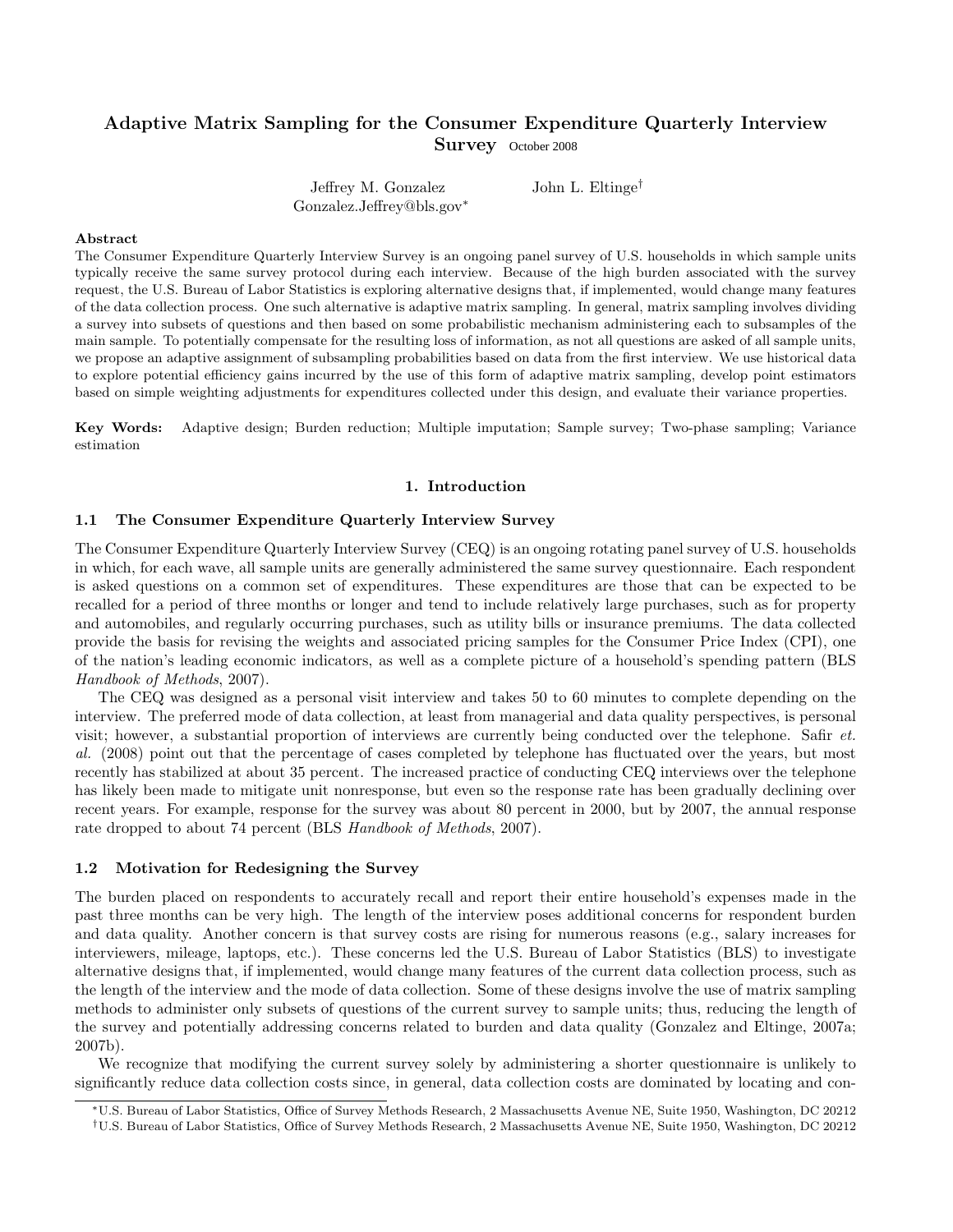# Adaptive Matrix Sampling for the Consumer Expenditure Quarterly Interview Survey October 2008

Jeffrey M. Gonzalez
Gonzalez.Jeffrey@bls.gov*

John L. Eltinge†

**Abstract**

The Consumer Expenditure Quarterly Interview Survey is an ongoing panel survey of U.S. households in which sample units typically receive the same survey protocol during each interview. Because of the high burden associated with the survey request, the U.S. Bureau of Labor Statistics is exploring alternative designs that, if implemented, would change many features of the data collection process. One such alternative is adaptive matrix sampling. In general, matrix sampling involves dividing a survey into subsets of questions and then based on some probabilistic mechanism administering each to subsamples of the main sample. To potentially compensate for the resulting loss of information, as not all questions are asked of all sample units, we propose an adaptive assignment of subsampling probabilities based on data from the first interview. We use historical data to explore potential efficiency gains incurred by the use of this form of adaptive matrix sampling, develop point estimators based on simple weighting adjustments for expenditures collected under this design, and evaluate their variance properties.

**Key Words:** Adaptive design; Burden reduction; Multiple imputation; Sample survey; Two-phase sampling; Variance estimation

## 1. Introduction

### 1.1 The Consumer Expenditure Quarterly Interview Survey

The Consumer Expenditure Quarterly Interview Survey (CEQ) is an ongoing rotating panel survey of U.S. households in which, for each wave, all sample units are generally administered the same survey questionnaire. Each respondent is asked questions on a common set of expenditures. These expenditures are those that can be expected to be recalled for a period of three months or longer and tend to include relatively large purchases, such as for property and automobiles, and regularly occurring purchases, such as utility bills or insurance premiums. The data collected provide the basis for revising the weights and associated pricing samples for the Consumer Price Index (CPI), one of the nation's leading economic indicators, as well as a complete picture of a household's spending pattern (BLS *Handbook of Methods*, 2007).

The CEQ was designed as a personal visit interview and takes 50 to 60 minutes to complete depending on the interview. The preferred mode of data collection, at least from managerial and data quality perspectives, is personal visit; however, a substantial proportion of interviews are currently being conducted over the telephone. Safir *et. al.* (2008) point out that the percentage of cases completed by telephone has fluctuated over the years, but most recently has stabilized at about 35 percent. The increased practice of conducting CEQ interviews over the telephone has likely been made to mitigate unit nonresponse, but even so the response rate has been gradually declining over recent years. For example, response for the survey was about 80 percent in 2000, but by 2007, the annual response rate dropped to about 74 percent (BLS *Handbook of Methods*, 2007).

### 1.2 Motivation for Redesigning the Survey

The burden placed on respondents to accurately recall and report their entire household's expenses made in the past three months can be very high. The length of the interview poses additional concerns for respondent burden and data quality. Another concern is that survey costs are rising for numerous reasons (e.g., salary increases for interviewers, mileage, laptops, etc.). These concerns led the U.S. Bureau of Labor Statistics (BLS) to investigate alternative designs that, if implemented, would change many features of the current data collection process, such as the length of the interview and the mode of data collection. Some of these designs involve the use of matrix sampling methods to administer only subsets of questions of the current survey to sample units; thus, reducing the length of the survey and potentially addressing concerns related to burden and data quality (Gonzalez and Eltinge, 2007a; 2007b).

We recognize that modifying the current survey solely by administering a shorter questionnaire is unlikely to significantly reduce data collection costs since, in general, data collection costs are dominated by locating and con-

*U.S. Bureau of Labor Statistics, Office of Survey Methods Research, 2 Massachusetts Avenue NE, Suite 1950, Washington, DC 20212

†U.S. Bureau of Labor Statistics, Office of Survey Methods Research, 2 Massachusetts Avenue NE, Suite 1950, Washington, DC 20212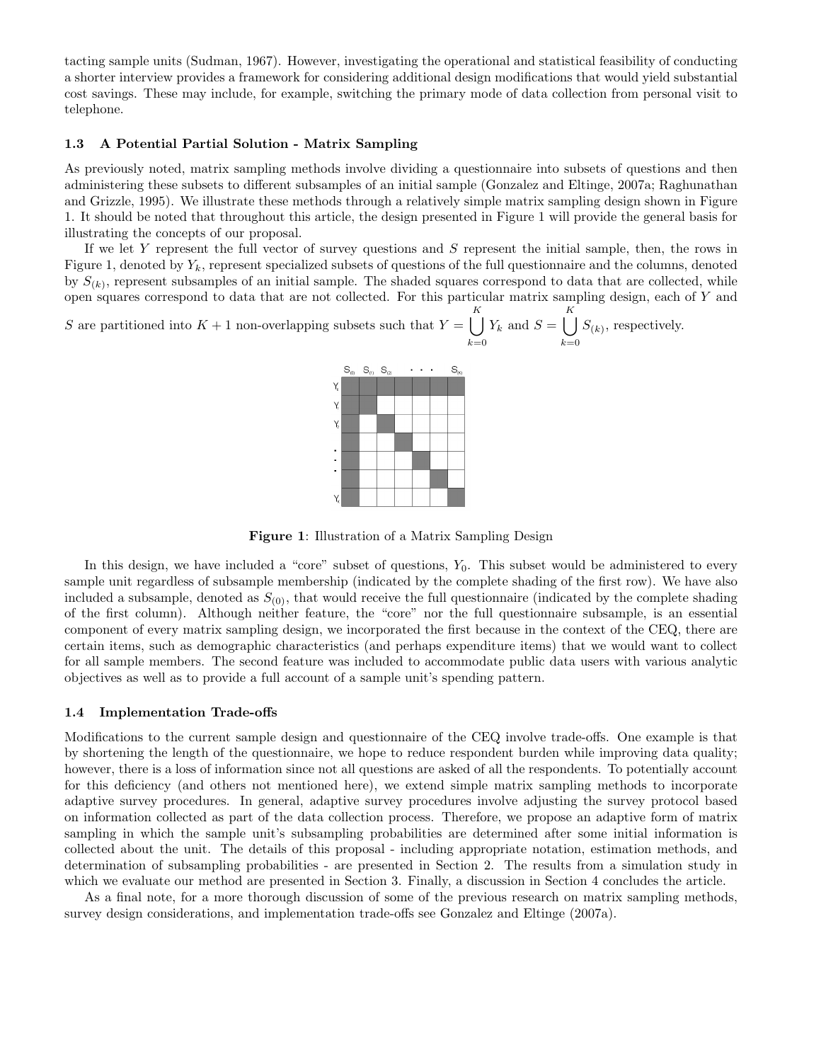tacting sample units (Sudman, 1967). However, investigating the operational and statistical feasibility of conducting a shorter interview provides a framework for considering additional design modifications that would yield substantial cost savings. These may include, for example, switching the primary mode of data collection from personal visit to telephone.

### 1.3 A Potential Partial Solution - Matrix Sampling

As previously noted, matrix sampling methods involve dividing a questionnaire into subsets of questions and then administering these subsets to different subsamples of an initial sample (Gonzalez and Eltinge, 2007a; Raghunathan and Grizzle, 1995). We illustrate these methods through a relatively simple matrix sampling design shown in Figure 1. It should be noted that throughout this article, the design presented in Figure 1 will provide the general basis for illustrating the concepts of our proposal.

If we let $Y$ represent the full vector of survey questions and $S$ represent the initial sample, then, the rows in Figure 1, denoted by $Y_k$, represent specialized subsets of questions of the full questionnaire and the columns, denoted by $S_{(k)}$, represent subsamples of an initial sample. The shaded squares correspond to data that are collected, while open squares correspond to data that are not collected. For this particular matrix sampling design, each of $Y$ and $S$ are partitioned into $K+1$ non-overlapping subsets such that $Y = \bigcup_{k=0}^{K} Y_k$ and $S = \bigcup_{k=0}^{K} S_{(k)}$, respectively.

**Figure 1**: Illustration of a Matrix Sampling Design

In this design, we have included a "core" subset of questions, $Y_0$. This subset would be administered to every sample unit regardless of subsample membership (indicated by the complete shading of the first row). We have also included a subsample, denoted as $S_{(0)}$, that would receive the full questionnaire (indicated by the complete shading of the first column). Although neither feature, the "core" nor the full questionnaire subsample, is an essential component of every matrix sampling design, we incorporated the first because in the context of the CEQ, there are certain items, such as demographic characteristics (and perhaps expenditure items) that we would want to collect for all sample members. The second feature was included to accommodate public data users with various analytic objectives as well as to provide a full account of a sample unit's spending pattern.

### 1.4 Implementation Trade-offs

Modifications to the current sample design and questionnaire of the CEQ involve trade-offs. One example is that by shortening the length of the questionnaire, we hope to reduce respondent burden while improving data quality; however, there is a loss of information since not all questions are asked of all the respondents. To potentially account for this deficiency (and others not mentioned here), we extend simple matrix sampling methods to incorporate adaptive survey procedures. In general, adaptive survey procedures involve adjusting the survey protocol based on information collected as part of the data collection process. Therefore, we propose an adaptive form of matrix sampling in which the sample unit's subsampling probabilities are determined after some initial information is collected about the unit. The details of this proposal - including appropriate notation, estimation methods, and determination of subsampling probabilities - are presented in Section 2. The results from a simulation study in which we evaluate our method are presented in Section 3. Finally, a discussion in Section 4 concludes the article.

As a final note, for a more thorough discussion of some of the previous research on matrix sampling methods, survey design considerations, and implementation trade-offs see Gonzalez and Eltinge (2007a).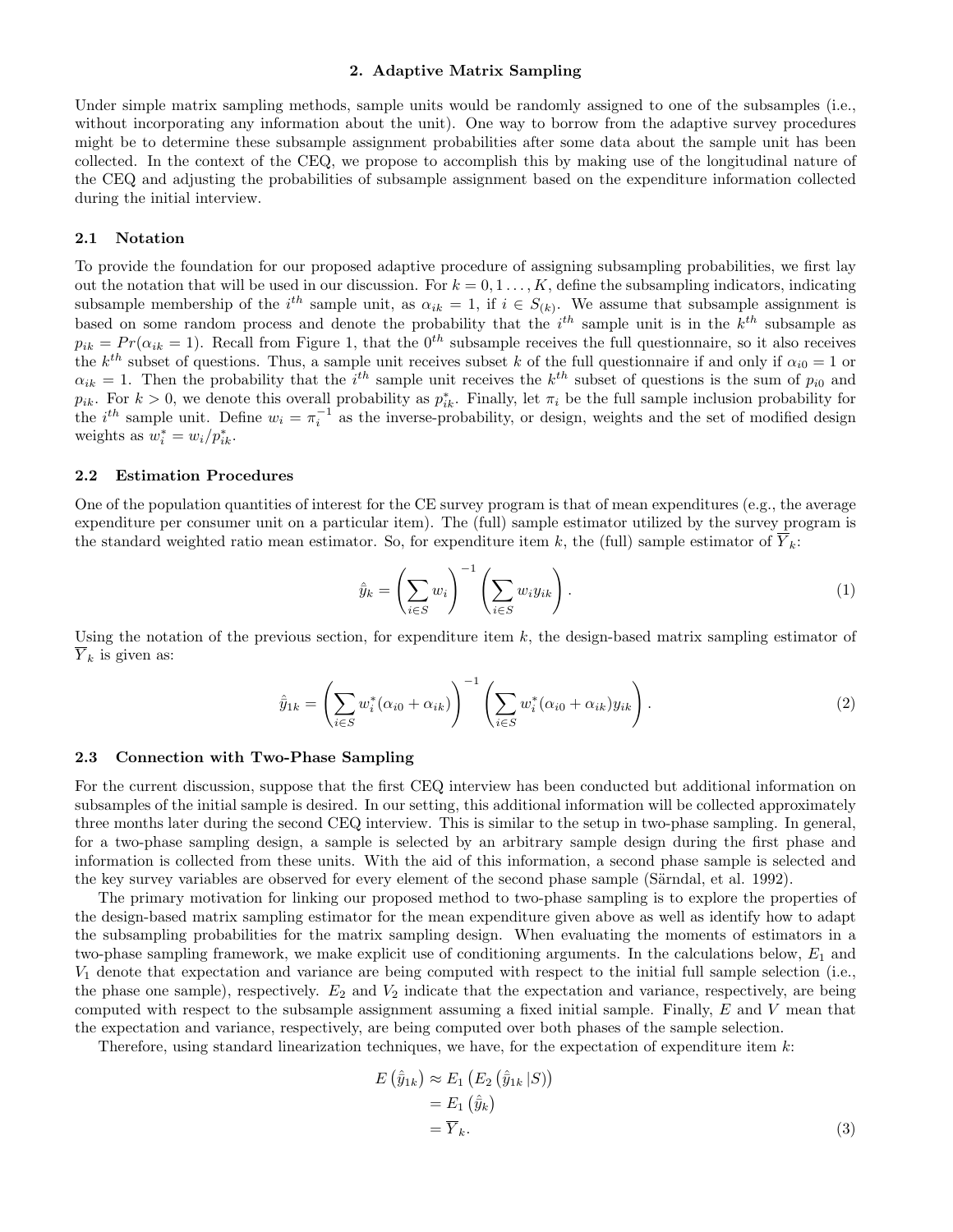## 2. Adaptive Matrix Sampling

Under simple matrix sampling methods, sample units would be randomly assigned to one of the subsamples (i.e., without incorporating any information about the unit). One way to borrow from the adaptive survey procedures might be to determine these subsample assignment probabilities after some data about the sample unit has been collected. In the context of the CEQ, we propose to accomplish this by making use of the longitudinal nature of the CEQ and adjusting the probabilities of subsample assignment based on the expenditure information collected during the initial interview.

### 2.1 Notation

To provide the foundation for our proposed adaptive procedure of assigning subsampling probabilities, we first lay out the notation that will be used in our discussion. For $k = 0, 1 \ldots, K$, define the subsampling indicators, indicating subsample membership of the $i^{th}$ sample unit, as $\alpha_{ik} = 1$, if $i \in S_{(k)}$. We assume that subsample assignment is based on some random process and denote the probability that the $i^{th}$ sample unit is in the $k^{th}$ subsample as $p_{ik} = Pr(\alpha_{ik} = 1)$. Recall from Figure 1, that the $0^{th}$ subsample receives the full questionnaire, so it also receives the $k^{th}$ subset of questions. Thus, a sample unit receives subset $k$ of the full questionnaire if and only if $\alpha_{i0} = 1$ or $\alpha_{ik} = 1$. Then the probability that the $i^{th}$ sample unit receives the $k^{th}$ subset of questions is the sum of $p_{i0}$ and $p_{ik}$. For $k > 0$, we denote this overall probability as $p^*_{ik}$. Finally, let $\pi_i$ be the full sample inclusion probability for the $i^{th}$ sample unit. Define $w_i = \pi_i^{-1}$ as the inverse-probability, or design, weights and the set of modified design weights as $w^*_i = w_i/p^*_{ik}$.

### 2.2 Estimation Procedures

One of the population quantities of interest for the CE survey program is that of mean expenditures (e.g., the average expenditure per consumer unit on a particular item). The (full) sample estimator utilized by the survey program is the standard weighted ratio mean estimator. So, for expenditure item $k$, the (full) sample estimator of $\overline{Y}_k$:

$$\hat{\bar{y}}_k = \left(\sum_{i \in S} w_i\right)^{-1} \left(\sum_{i \in S} w_i y_{ik}\right). \tag{1}$$

Using the notation of the previous section, for expenditure item $k$, the design-based matrix sampling estimator of $\overline{Y}_k$ is given as:

$$\hat{\bar{y}}_{1k} = \left(\sum_{i \in S} w^*_i (\alpha_{i0} + \alpha_{ik})\right)^{-1} \left(\sum_{i \in S} w^*_i (\alpha_{i0} + \alpha_{ik}) y_{ik}\right). \tag{2}$$

### 2.3 Connection with Two-Phase Sampling

For the current discussion, suppose that the first CEQ interview has been conducted but additional information on subsamples of the initial sample is desired. In our setting, this additional information will be collected approximately three months later during the second CEQ interview. This is similar to the setup in two-phase sampling. In general, for a two-phase sampling design, a sample is selected by an arbitrary sample design during the first phase and information is collected from these units. With the aid of this information, a second phase sample is selected and the key survey variables are observed for every element of the second phase sample (Särndal, et al. 1992).

The primary motivation for linking our proposed method to two-phase sampling is to explore the properties of the design-based matrix sampling estimator for the mean expenditure given above as well as identify how to adapt the subsampling probabilities for the matrix sampling design. When evaluating the moments of estimators in a two-phase sampling framework, we make explicit use of conditioning arguments. In the calculations below, $E_1$ and $V_1$ denote that expectation and variance are being computed with respect to the initial full sample selection (i.e., the phase one sample), respectively. $E_2$ and $V_2$ indicate that the expectation and variance, respectively, are being computed with respect to the subsample assignment assuming a fixed initial sample. Finally, $E$ and $V$ mean that the expectation and variance, respectively, are being computed over both phases of the sample selection.

Therefore, using standard linearization techniques, we have, for the expectation of expenditure item $k$:

$$\begin{aligned} E\left(\hat{\bar{y}}_{1k}\right) &\approx E_1\left(E_2\left(\hat{\bar{y}}_{1k} \,|S\right)\right) \\ &= E_1\left(\hat{\bar{y}}_k\right) \\ &= \overline{Y}_k. \end{aligned} \tag{3}$$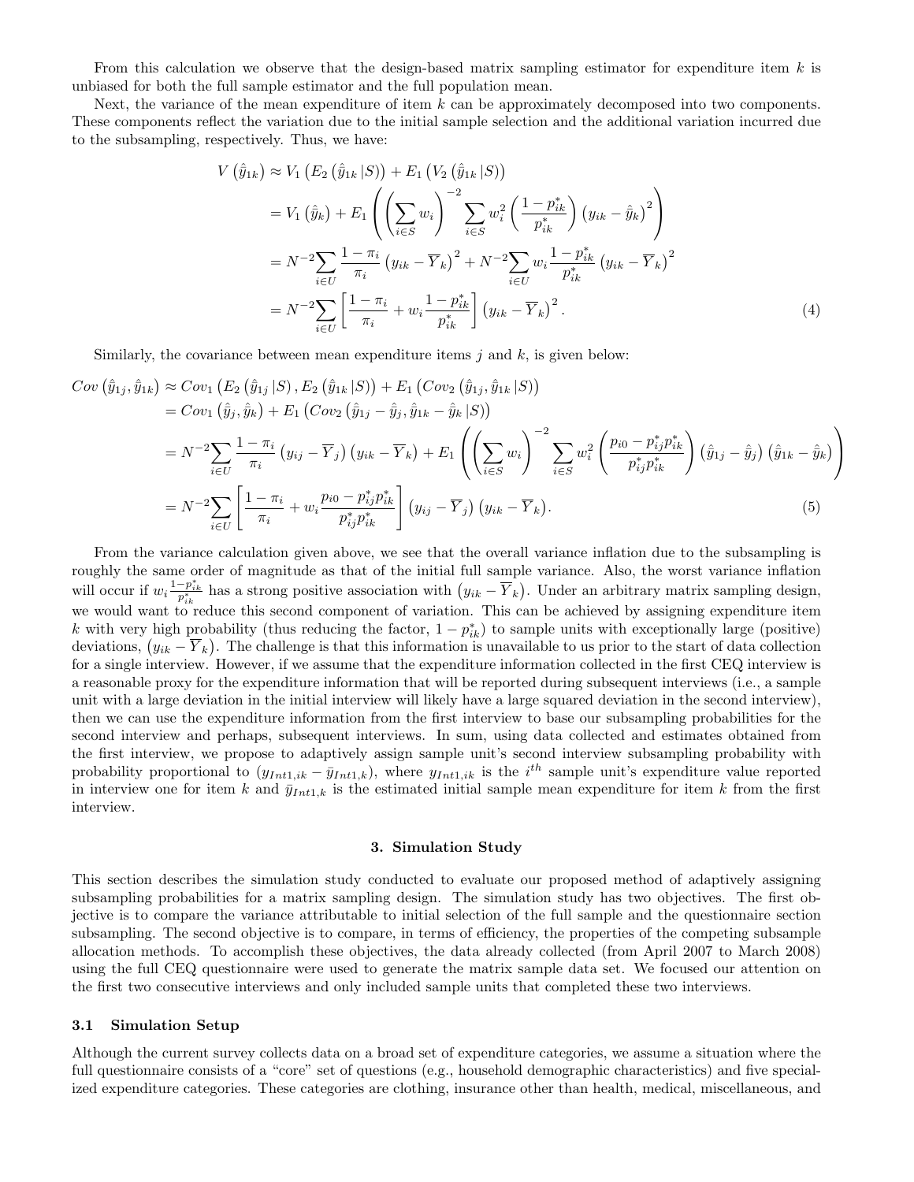From this calculation we observe that the design-based matrix sampling estimator for expenditure item $k$ is unbiased for both the full sample estimator and the full population mean.

Next, the variance of the mean expenditure of item $k$ can be approximately decomposed into two components. These components reflect the variation due to the initial sample selection and the additional variation incurred due to the subsampling, respectively. Thus, we have:

$$
\begin{aligned}
V\left(\hat{\bar{y}}_{1k}\right) &\approx V_1\left(E_2\left(\hat{\bar{y}}_{1k}\,|S\right)\right) + E_1\left(V_2\left(\hat{\bar{y}}_{1k}\,|S\right)\right) \\
&= V_1\left(\hat{\bar{y}}_k\right) + E_1\left(\left(\sum_{i\in S} w_i\right)^{-2} \sum_{i\in S} w_i^2 \left(\frac{1-p_{ik}^*}{p_{ik}^*}\right)\left(y_{ik} - \hat{\bar{y}}_k\right)^2\right) \\
&= N^{-2}\sum_{i\in U} \frac{1-\pi_i}{\pi_i}\left(y_{ik} - \overline{Y}_k\right)^2 + N^{-2}\sum_{i\in U} w_i \frac{1-p_{ik}^*}{p_{ik}^*}\left(y_{ik} - \overline{Y}_k\right)^2 \\
&= N^{-2}\sum_{i\in U}\left[\frac{1-\pi_i}{\pi_i} + w_i\frac{1-p_{ik}^*}{p_{ik}^*}\right]\left(y_{ik} - \overline{Y}_k\right)^2. 
\end{aligned} \tag{4}
$$

Similarly, the covariance between mean expenditure items $j$ and $k$, is given below:

$$
\begin{aligned}
Cov\left(\hat{\bar{y}}_{1j}, \hat{\bar{y}}_{1k}\right) &\approx Cov_1\left(E_2\left(\hat{\bar{y}}_{1j}\,|S\right), E_2\left(\hat{\bar{y}}_{1k}\,|S\right)\right) + E_1\left(Cov_2\left(\hat{\bar{y}}_{1j}, \hat{\bar{y}}_{1k}\,|S\right)\right) \\
&= Cov_1\left(\hat{\bar{y}}_j, \hat{\bar{y}}_k\right) + E_1\left(Cov_2\left(\hat{\bar{y}}_{1j} - \hat{\bar{y}}_j, \hat{\bar{y}}_{1k} - \hat{\bar{y}}_k\,|S\right)\right) \\
&= N^{-2}\sum_{i\in U}\frac{1-\pi_i}{\pi_i}\left(y_{ij} - \overline{Y}_j\right)\left(y_{ik} - \overline{Y}_k\right) + E_1\left(\left(\sum_{i\in S} w_i\right)^{-2}\sum_{i\in S} w_i^2\left(\frac{p_{i0} - p_{ij}^* p_{ik}^*}{p_{ij}^* p_{ik}^*}\right)\left(\hat{\bar{y}}_{1j} - \hat{\bar{y}}_j\right)\left(\hat{\bar{y}}_{1k} - \hat{\bar{y}}_k\right)\right) \\
&= N^{-2}\sum_{i\in U}\left[\frac{1-\pi_i}{\pi_i} + w_i\frac{p_{i0} - p_{ij}^* p_{ik}^*}{p_{ij}^* p_{ik}^*}\right]\left(y_{ij} - \overline{Y}_j\right)\left(y_{ik} - \overline{Y}_k\right).
\end{aligned} \tag{5}
$$

From the variance calculation given above, we see that the overall variance inflation due to the subsampling is roughly the same order of magnitude as that of the initial full sample variance. Also, the worst variance inflation will occur if $w_i\frac{1-p_{ik}^*}{p_{ik}^*}$ has a strong positive association with $\left(y_{ik} - \overline{Y}_k\right)$. Under an arbitrary matrix sampling design, we would want to reduce this second component of variation. This can be achieved by assigning expenditure item $k$ with very high probability (thus reducing the factor, $1 - p_{ik}^*$) to sample units with exceptionally large (positive) deviations, $\left(y_{ik} - \overline{Y}_k\right)$. The challenge is that this information is unavailable to us prior to the start of data collection for a single interview. However, if we assume that the expenditure information collected in the first CEQ interview is a reasonable proxy for the expenditure information that will be reported during subsequent interviews (i.e., a sample unit with a large deviation in the initial interview will likely have a large squared deviation in the second interview), then we can use the expenditure information from the first interview to base our subsampling probabilities for the second interview and perhaps, subsequent interviews. In sum, using data collected and estimates obtained from the first interview, we propose to adaptively assign sample unit's second interview subsampling probability with probability proportional to $(y_{Int1,ik} - \bar{y}_{Int1,k})$, where $y_{Int1,ik}$ is the $i^{th}$ sample unit's expenditure value reported in interview one for item $k$ and $\bar{y}_{Int1,k}$ is the estimated initial sample mean expenditure for item $k$ from the first interview.

## 3. Simulation Study

This section describes the simulation study conducted to evaluate our proposed method of adaptively assigning subsampling probabilities for a matrix sampling design. The simulation study has two objectives. The first objective is to compare the variance attributable to initial selection of the full sample and the questionnaire section subsampling. The second objective is to compare, in terms of efficiency, the properties of the competing subsample allocation methods. To accomplish these objectives, the data already collected (from April 2007 to March 2008) using the full CEQ questionnaire were used to generate the matrix sample data set. We focused our attention on the first two consecutive interviews and only included sample units that completed these two interviews.

### 3.1 Simulation Setup

Although the current survey collects data on a broad set of expenditure categories, we assume a situation where the full questionnaire consists of a "core" set of questions (e.g., household demographic characteristics) and five specialized expenditure categories. These categories are clothing, insurance other than health, medical, miscellaneous, and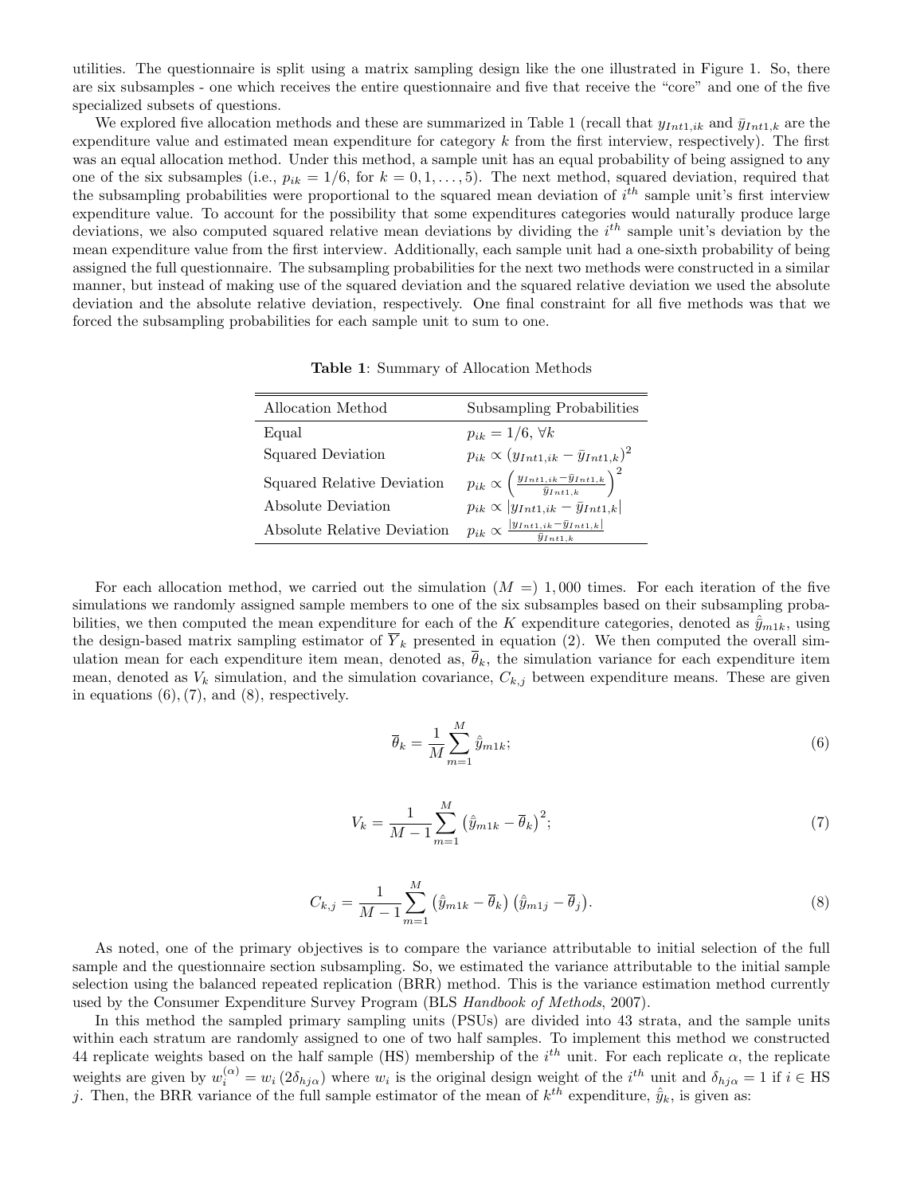utilities. The questionnaire is split using a matrix sampling design like the one illustrated in Figure 1. So, there are six subsamples - one which receives the entire questionnaire and five that receive the "core" and one of the five specialized subsets of questions.

We explored five allocation methods and these are summarized in Table 1 (recall that $y_{Int1,ik}$ and $\bar{y}_{Int1,k}$ are the expenditure value and estimated mean expenditure for category $k$ from the first interview, respectively). The first was an equal allocation method. Under this method, a sample unit has an equal probability of being assigned to any one of the six subsamples (i.e., $p_{ik} = 1/6$, for $k = 0, 1, \ldots, 5$). The next method, squared deviation, required that the subsampling probabilities were proportional to the squared mean deviation of $i^{th}$ sample unit's first interview expenditure value. To account for the possibility that some expenditures categories would naturally produce large deviations, we also computed squared relative mean deviations by dividing the $i^{th}$ sample unit's deviation by the mean expenditure value from the first interview. Additionally, each sample unit had a one-sixth probability of being assigned the full questionnaire. The subsampling probabilities for the next two methods were constructed in a similar manner, but instead of making use of the squared deviation and the squared relative deviation we used the absolute deviation and the absolute relative deviation, respectively. One final constraint for all five methods was that we forced the subsampling probabilities for each sample unit to sum to one.

**Table 1**: Summary of Allocation Methods

| Allocation Method | Subsampling Probabilities |
|---|---|
| Equal | $p_{ik} = 1/6, \forall k$ |
| Squared Deviation | $p_{ik} \propto (y_{Int1,ik} - \bar{y}_{Int1,k})^2$ |
| Squared Relative Deviation | $p_{ik} \propto \left(\frac{y_{Int1,ik} - \bar{y}_{Int1,k}}{\bar{y}_{Int1,k}}\right)^2$ |
| Absolute Deviation | $p_{ik} \propto \lvert y_{Int1,ik} - \bar{y}_{Int1,k}\rvert$ |
| Absolute Relative Deviation | $p_{ik} \propto \frac{\lvert y_{Int1,ik} - \bar{y}_{Int1,k}\rvert}{\bar{y}_{Int1,k}}$ |

For each allocation method, we carried out the simulation ($M =$) 1,000 times. For each iteration of the five simulations we randomly assigned sample members to one of the six subsamples based on their subsampling probabilities, we then computed the mean expenditure for each of the $K$ expenditure categories, denoted as $\hat{\bar{y}}_{m1k}$, using the design-based matrix sampling estimator of $\overline{Y}_k$ presented in equation (2). We then computed the overall simulation mean for each expenditure item mean, denoted as, $\overline{\theta}_k$, the simulation variance for each expenditure item mean, denoted as $V_k$ simulation, and the simulation covariance, $C_{k,j}$ between expenditure means. These are given in equations (6), (7), and (8), respectively.

$$\overline{\theta}_k = \frac{1}{M}\sum_{m=1}^{M} \hat{\bar{y}}_{m1k}; \tag{6}$$

$$V_k = \frac{1}{M-1}\sum_{m=1}^{M} \left(\hat{\bar{y}}_{m1k} - \overline{\theta}_k\right)^2; \tag{7}$$

$$C_{k,j} = \frac{1}{M-1}\sum_{m=1}^{M} \left(\hat{\bar{y}}_{m1k} - \overline{\theta}_k\right)\left(\hat{\bar{y}}_{m1j} - \overline{\theta}_j\right). \tag{8}$$

As noted, one of the primary objectives is to compare the variance attributable to initial selection of the full sample and the questionnaire section subsampling. So, we estimated the variance attributable to the initial sample selection using the balanced repeated replication (BRR) method. This is the variance estimation method currently used by the Consumer Expenditure Survey Program (BLS *Handbook of Methods*, 2007).

In this method the sampled primary sampling units (PSUs) are divided into 43 strata, and the sample units within each stratum are randomly assigned to one of two half samples. To implement this method we constructed 44 replicate weights based on the half sample (HS) membership of the $i^{th}$ unit. For each replicate $\alpha$, the replicate weights are given by $w_i^{(\alpha)} = w_i\,(2\delta_{hj\alpha})$ where $w_i$ is the original design weight of the $i^{th}$ unit and $\delta_{hj\alpha} = 1$ if $i \in$ HS $j$. Then, the BRR variance of the full sample estimator of the mean of $k^{th}$ expenditure, $\hat{\bar{y}}_k$, is given as: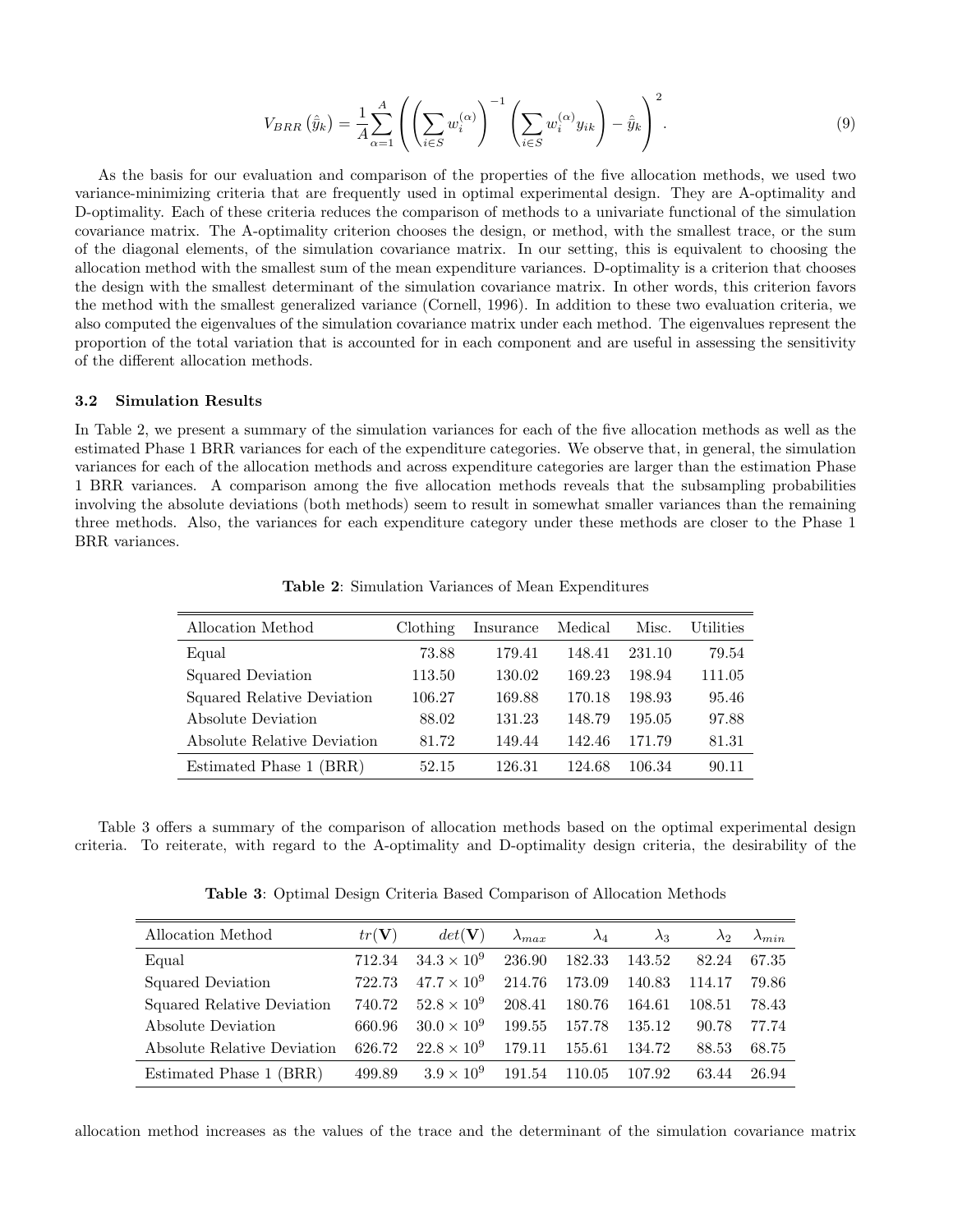$$V_{BRR}\left(\hat{\bar{y}}_k\right) = \frac{1}{A}\sum_{\alpha=1}^{A}\left(\left(\sum_{i\in S} w_i^{(\alpha)}\right)^{-1}\left(\sum_{i\in S} w_i^{(\alpha)} y_{ik}\right) - \hat{\bar{y}}_k\right)^2. \tag{9}$$

As the basis for our evaluation and comparison of the properties of the five allocation methods, we used two variance-minimizing criteria that are frequently used in optimal experimental design. They are A-optimality and D-optimality. Each of these criteria reduces the comparison of methods to a univariate functional of the simulation covariance matrix. The A-optimality criterion chooses the design, or method, with the smallest trace, or the sum of the diagonal elements, of the simulation covariance matrix. In our setting, this is equivalent to choosing the allocation method with the smallest sum of the mean expenditure variances. D-optimality is a criterion that chooses the design with the smallest determinant of the simulation covariance matrix. In other words, this criterion favors the method with the smallest generalized variance (Cornell, 1996). In addition to these two evaluation criteria, we also computed the eigenvalues of the simulation covariance matrix under each method. The eigenvalues represent the proportion of the total variation that is accounted for in each component and are useful in assessing the sensitivity of the different allocation methods.

### 3.2 Simulation Results

In Table 2, we present a summary of the simulation variances for each of the five allocation methods as well as the estimated Phase 1 BRR variances for each of the expenditure categories. We observe that, in general, the simulation variances for each of the allocation methods and across expenditure categories are larger than the estimation Phase 1 BRR variances. A comparison among the five allocation methods reveals that the subsampling probabilities involving the absolute deviations (both methods) seem to result in somewhat smaller variances than the remaining three methods. Also, the variances for each expenditure category under these methods are closer to the Phase 1 BRR variances.

**Table 2**: Simulation Variances of Mean Expenditures

| Allocation Method | Clothing | Insurance | Medical | Misc. | Utilities |
|---|---|---|---|---|---|
| Equal | 73.88 | 179.41 | 148.41 | 231.10 | 79.54 |
| Squared Deviation | 113.50 | 130.02 | 169.23 | 198.94 | 111.05 |
| Squared Relative Deviation | 106.27 | 169.88 | 170.18 | 198.93 | 95.46 |
| Absolute Deviation | 88.02 | 131.23 | 148.79 | 195.05 | 97.88 |
| Absolute Relative Deviation | 81.72 | 149.44 | 142.46 | 171.79 | 81.31 |
| Estimated Phase 1 (BRR) | 52.15 | 126.31 | 124.68 | 106.34 | 90.11 |

Table 3 offers a summary of the comparison of allocation methods based on the optimal experimental design criteria. To reiterate, with regard to the A-optimality and D-optimality design criteria, the desirability of the

**Table 3**: Optimal Design Criteria Based Comparison of Allocation Methods

| Allocation Method | $tr(\mathbf{V})$ | $det(\mathbf{V})$ | $\lambda_{max}$ | $\lambda_4$ | $\lambda_3$ | $\lambda_2$ | $\lambda_{min}$ |
|---|---|---|---|---|---|---|---|
| Equal | 712.34 | $34.3 \times 10^9$ | 236.90 | 182.33 | 143.52 | 82.24 | 67.35 |
| Squared Deviation | 722.73 | $47.7 \times 10^9$ | 214.76 | 173.09 | 140.83 | 114.17 | 79.86 |
| Squared Relative Deviation | 740.72 | $52.8 \times 10^9$ | 208.41 | 180.76 | 164.61 | 108.51 | 78.43 |
| Absolute Deviation | 660.96 | $30.0 \times 10^9$ | 199.55 | 157.78 | 135.12 | 90.78 | 77.74 |
| Absolute Relative Deviation | 626.72 | $22.8 \times 10^9$ | 179.11 | 155.61 | 134.72 | 88.53 | 68.75 |
| Estimated Phase 1 (BRR) | 499.89 | $3.9 \times 10^9$ | 191.54 | 110.05 | 107.92 | 63.44 | 26.94 |

allocation method increases as the values of the trace and the determinant of the simulation covariance matrix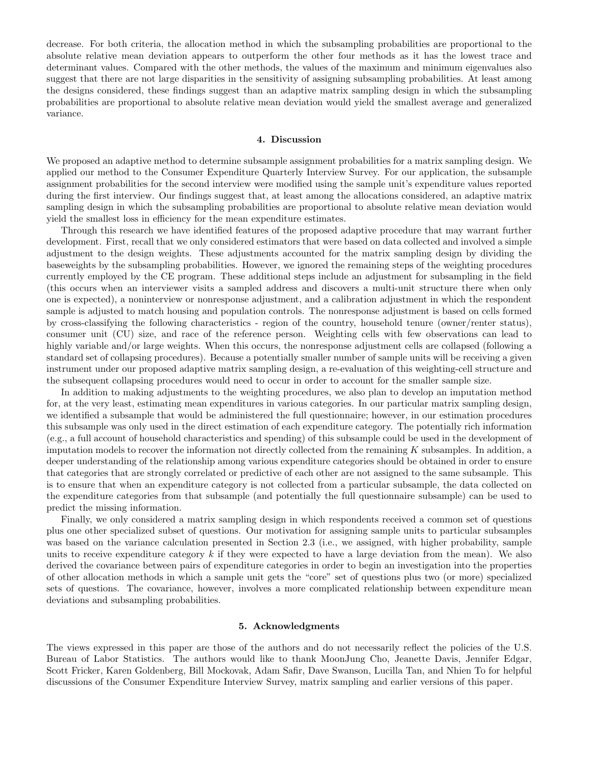decrease. For both criteria, the allocation method in which the subsampling probabilities are proportional to the absolute relative mean deviation appears to outperform the other four methods as it has the lowest trace and determinant values. Compared with the other methods, the values of the maximum and minimum eigenvalues also suggest that there are not large disparities in the sensitivity of assigning subsampling probabilities. At least among the designs considered, these findings suggest than an adaptive matrix sampling design in which the subsampling probabilities are proportional to absolute relative mean deviation would yield the smallest average and generalized variance.

## 4. Discussion

We proposed an adaptive method to determine subsample assignment probabilities for a matrix sampling design. We applied our method to the Consumer Expenditure Quarterly Interview Survey. For our application, the subsample assignment probabilities for the second interview were modified using the sample unit's expenditure values reported during the first interview. Our findings suggest that, at least among the allocations considered, an adaptive matrix sampling design in which the subsampling probabilities are proportional to absolute relative mean deviation would yield the smallest loss in efficiency for the mean expenditure estimates.

Through this research we have identified features of the proposed adaptive procedure that may warrant further development. First, recall that we only considered estimators that were based on data collected and involved a simple adjustment to the design weights. These adjustments accounted for the matrix sampling design by dividing the baseweights by the subsampling probabilities. However, we ignored the remaining steps of the weighting procedures currently employed by the CE program. These additional steps include an adjustment for subsampling in the field (this occurs when an interviewer visits a sampled address and discovers a multi-unit structure there when only one is expected), a noninterview or nonresponse adjustment, and a calibration adjustment in which the respondent sample is adjusted to match housing and population controls. The nonresponse adjustment is based on cells formed by cross-classifying the following characteristics - region of the country, household tenure (owner/renter status), consumer unit (CU) size, and race of the reference person. Weighting cells with few observations can lead to highly variable and/or large weights. When this occurs, the nonresponse adjustment cells are collapsed (following a standard set of collapsing procedures). Because a potentially smaller number of sample units will be receiving a given instrument under our proposed adaptive matrix sampling design, a re-evaluation of this weighting-cell structure and the subsequent collapsing procedures would need to occur in order to account for the smaller sample size.

In addition to making adjustments to the weighting procedures, we also plan to develop an imputation method for, at the very least, estimating mean expenditures in various categories. In our particular matrix sampling design, we identified a subsample that would be administered the full questionnaire; however, in our estimation procedures this subsample was only used in the direct estimation of each expenditure category. The potentially rich information (e.g., a full account of household characteristics and spending) of this subsample could be used in the development of imputation models to recover the information not directly collected from the remaining $K$ subsamples. In addition, a deeper understanding of the relationship among various expenditure categories should be obtained in order to ensure that categories that are strongly correlated or predictive of each other are not assigned to the same subsample. This is to ensure that when an expenditure category is not collected from a particular subsample, the data collected on the expenditure categories from that subsample (and potentially the full questionnaire subsample) can be used to predict the missing information.

Finally, we only considered a matrix sampling design in which respondents received a common set of questions plus one other specialized subset of questions. Our motivation for assigning sample units to particular subsamples was based on the variance calculation presented in Section 2.3 (i.e., we assigned, with higher probability, sample units to receive expenditure category $k$ if they were expected to have a large deviation from the mean). We also derived the covariance between pairs of expenditure categories in order to begin an investigation into the properties of other allocation methods in which a sample unit gets the "core" set of questions plus two (or more) specialized sets of questions. The covariance, however, involves a more complicated relationship between expenditure mean deviations and subsampling probabilities.

## 5. Acknowledgments

The views expressed in this paper are those of the authors and do not necessarily reflect the policies of the U.S. Bureau of Labor Statistics. The authors would like to thank MoonJung Cho, Jeanette Davis, Jennifer Edgar, Scott Fricker, Karen Goldenberg, Bill Mockovak, Adam Safir, Dave Swanson, Lucilla Tan, and Nhien To for helpful discussions of the Consumer Expenditure Interview Survey, matrix sampling and earlier versions of this paper.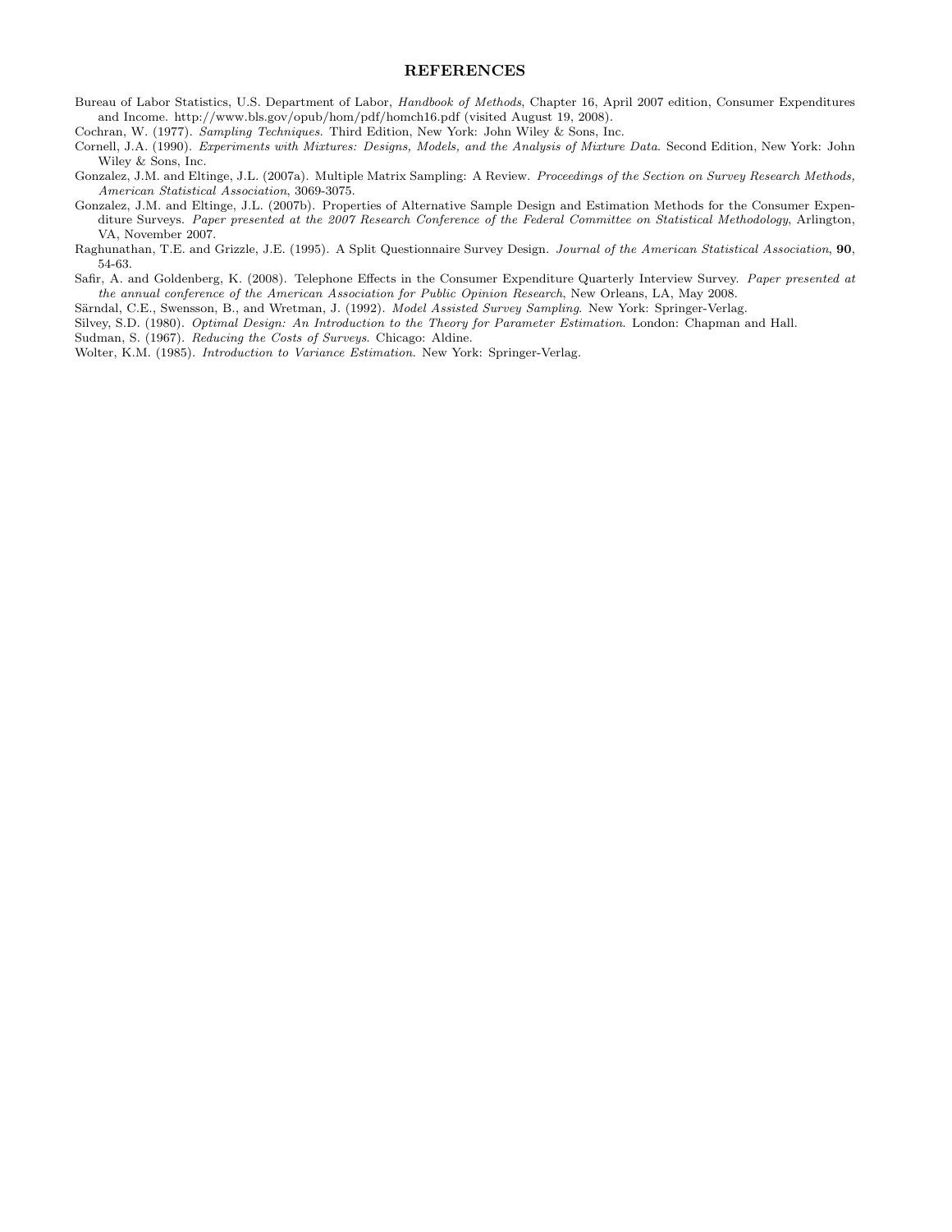## REFERENCES

Bureau of Labor Statistics, U.S. Department of Labor, *Handbook of Methods*, Chapter 16, April 2007 edition, Consumer Expenditures and Income. http://www.bls.gov/opub/hom/pdf/homch16.pdf (visited August 19, 2008).

Cochran, W. (1977). *Sampling Techniques*. Third Edition, New York: John Wiley & Sons, Inc.

Cornell, J.A. (1990). *Experiments with Mixtures: Designs, Models, and the Analysis of Mixture Data*. Second Edition, New York: John Wiley & Sons, Inc.

Gonzalez, J.M. and Eltinge, J.L. (2007a). Multiple Matrix Sampling: A Review. *Proceedings of the Section on Survey Research Methods, American Statistical Association*, 3069-3075.

Gonzalez, J.M. and Eltinge, J.L. (2007b). Properties of Alternative Sample Design and Estimation Methods for the Consumer Expenditure Surveys. *Paper presented at the 2007 Research Conference of the Federal Committee on Statistical Methodology*, Arlington, VA, November 2007.

Raghunathan, T.E. and Grizzle, J.E. (1995). A Split Questionnaire Survey Design. *Journal of the American Statistical Association*, **90**, 54-63.

Safir, A. and Goldenberg, K. (2008). Telephone Effects in the Consumer Expenditure Quarterly Interview Survey. *Paper presented at the annual conference of the American Association for Public Opinion Research*, New Orleans, LA, May 2008.

Särndal, C.E., Swensson, B., and Wretman, J. (1992). *Model Assisted Survey Sampling*. New York: Springer-Verlag.

Silvey, S.D. (1980). *Optimal Design: An Introduction to the Theory for Parameter Estimation*. London: Chapman and Hall.

Sudman, S. (1967). *Reducing the Costs of Surveys*. Chicago: Aldine.

Wolter, K.M. (1985). *Introduction to Variance Estimation*. New York: Springer-Verlag.